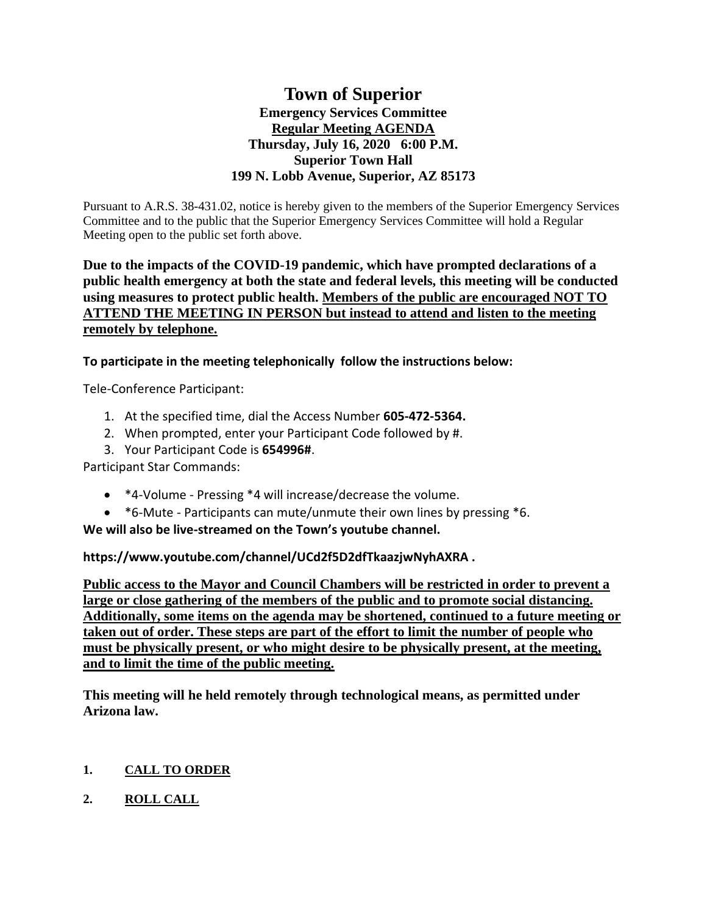# Town of Superior

**Emergency Services Committee**
**<u>Regular Meeting AGENDA</u>**
**Thursday, July 16, 2020 6:00 P.M.**
**Superior Town Hall**
**199 N. Lobb Avenue, Superior, AZ 85173**

Pursuant to A.R.S. 38-431.02, notice is hereby given to the members of the Superior Emergency Services Committee and to the public that the Superior Emergency Services Committee will hold a Regular Meeting open to the public set forth above.

**Due to the impacts of the COVID-19 pandemic, which have prompted declarations of a public health emergency at both the state and federal levels, this meeting will be conducted using measures to protect public health. <u>Members of the public are encouraged NOT TO ATTEND THE MEETING IN PERSON but instead to attend and listen to the meeting remotely by telephone.</u>**

**To participate in the meeting telephonically follow the instructions below:**

Tele-Conference Participant:

1. At the specified time, dial the Access Number **605-472-5364.**
2. When prompted, enter your Participant Code followed by #.
3. Your Participant Code is **654996#**.

Participant Star Commands:

- *4-Volume - Pressing *4 will increase/decrease the volume.
- *6-Mute - Participants can mute/unmute their own lines by pressing *6.

**We will also be live-streamed on the Town's youtube channel.**

**https://www.youtube.com/channel/UCd2f5D2dfTkaazjwNyhAXRA .**

**<u>Public access to the Mayor and Council Chambers will be restricted in order to prevent a large or close gathering of the members of the public and to promote social distancing. Additionally, some items on the agenda may be shortened, continued to a future meeting or taken out of order. These steps are part of the effort to limit the number of people who must be physically present, or who might desire to be physically present, at the meeting, and to limit the time of the public meeting.</u>**

**This meeting will he held remotely through technological means, as permitted under Arizona law.**

**1. <u>CALL TO ORDER</u>**

**2. <u>ROLL CALL</u>**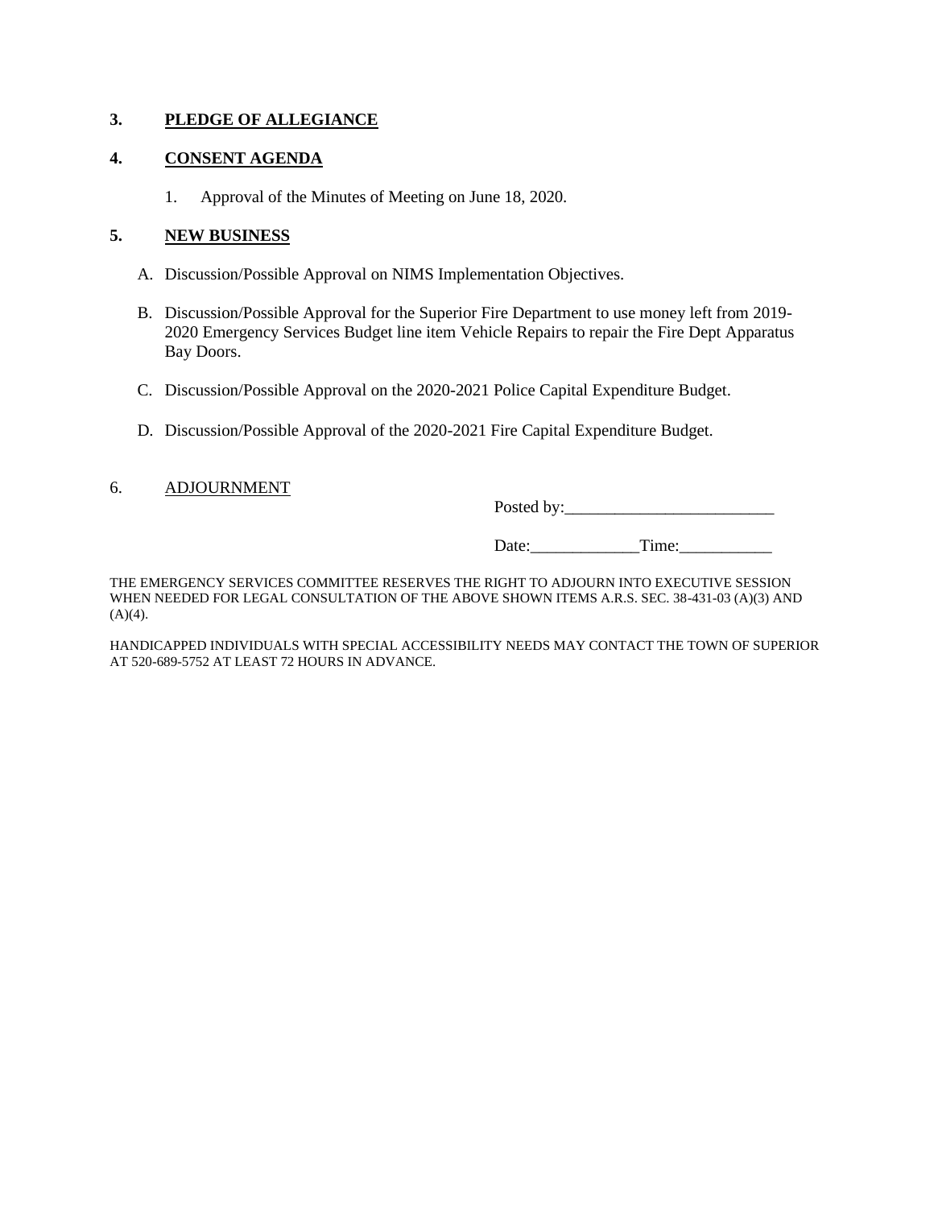**3. PLEDGE OF ALLEGIANCE**

**4. CONSENT AGENDA**

1. Approval of the Minutes of Meeting on June 18, 2020.

**5. NEW BUSINESS**

A. Discussion/Possible Approval on NIMS Implementation Objectives.

B. Discussion/Possible Approval for the Superior Fire Department to use money left from 2019-2020 Emergency Services Budget line item Vehicle Repairs to repair the Fire Dept Apparatus Bay Doors.

C. Discussion/Possible Approval on the 2020-2021 Police Capital Expenditure Budget.

D. Discussion/Possible Approval of the 2020-2021 Fire Capital Expenditure Budget.

6. ADJOURNMENT

Posted by:_________________________

Date:_____________Time:___________

THE EMERGENCY SERVICES COMMITTEE RESERVES THE RIGHT TO ADJOURN INTO EXECUTIVE SESSION WHEN NEEDED FOR LEGAL CONSULTATION OF THE ABOVE SHOWN ITEMS A.R.S. SEC. 38-431-03 (A)(3) AND (A)(4).

HANDICAPPED INDIVIDUALS WITH SPECIAL ACCESSIBILITY NEEDS MAY CONTACT THE TOWN OF SUPERIOR AT 520-689-5752 AT LEAST 72 HOURS IN ADVANCE.